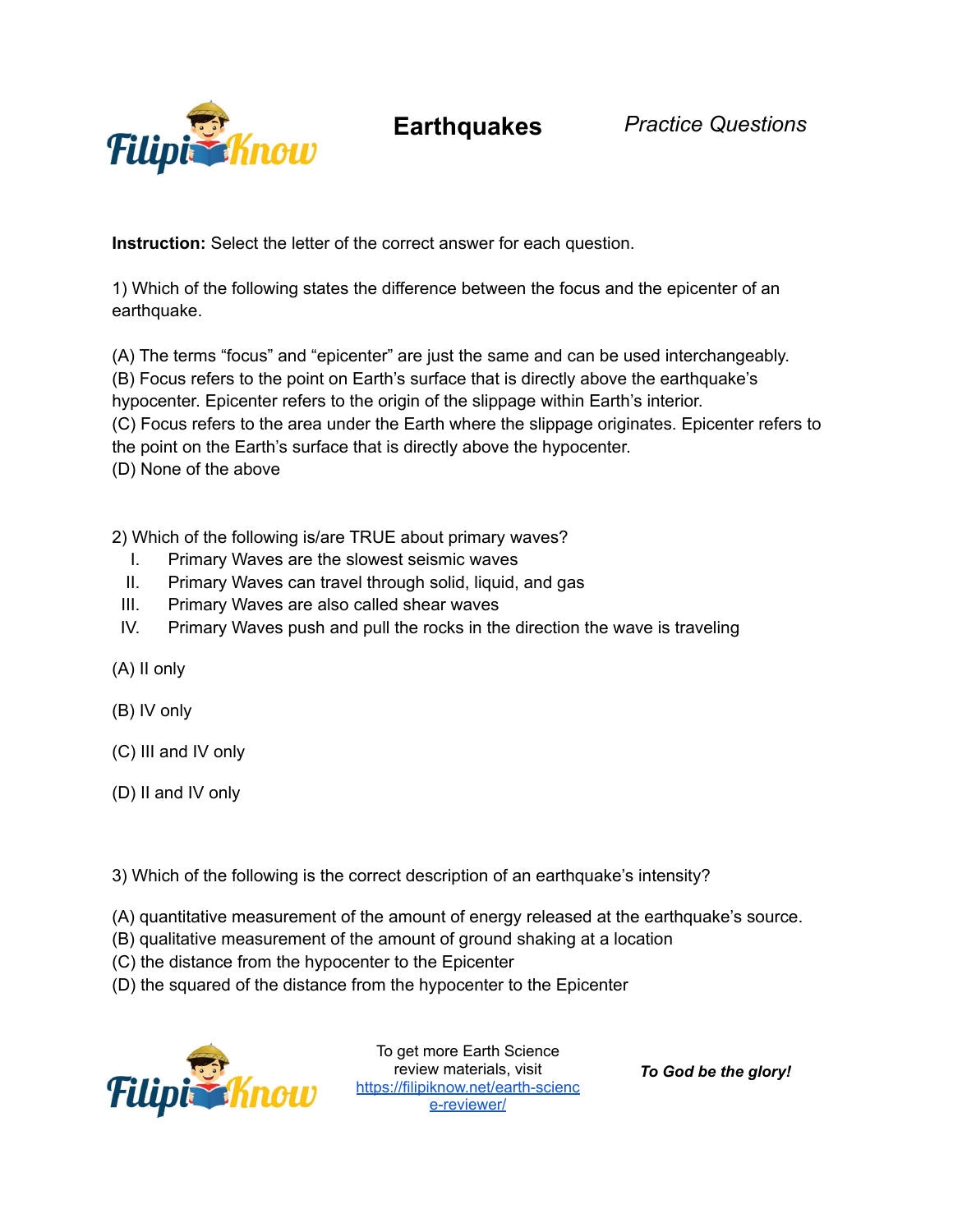# Earthquakes

*Practice Questions*

**Instruction:** Select the letter of the correct answer for each question.

1) Which of the following states the difference between the focus and the epicenter of an earthquake.

(A) The terms “focus” and “epicenter” are just the same and can be used interchangeably.
(B) Focus refers to the point on Earth’s surface that is directly above the earthquake’s hypocenter. Epicenter refers to the origin of the slippage within Earth’s interior.
(C) Focus refers to the area under the Earth where the slippage originates. Epicenter refers to the point on the Earth’s surface that is directly above the hypocenter.
(D) None of the above

2) Which of the following is/are TRUE about primary waves?

I. Primary Waves are the slowest seismic waves
II. Primary Waves can travel through solid, liquid, and gas
III. Primary Waves are also called shear waves
IV. Primary Waves push and pull the rocks in the direction the wave is traveling

(A) II only

(B) IV only

(C) III and IV only

(D) II and IV only

3) Which of the following is the correct description of an earthquake’s intensity?

(A) quantitative measurement of the amount of energy released at the earthquake’s source.
(B) qualitative measurement of the amount of ground shaking at a location
(C) the distance from the hypocenter to the Epicenter
(D) the squared of the distance from the hypocenter to the Epicenter

To get more Earth Science review materials, visit https://filipiknow.net/earth-science-reviewer/

***To God be the glory!***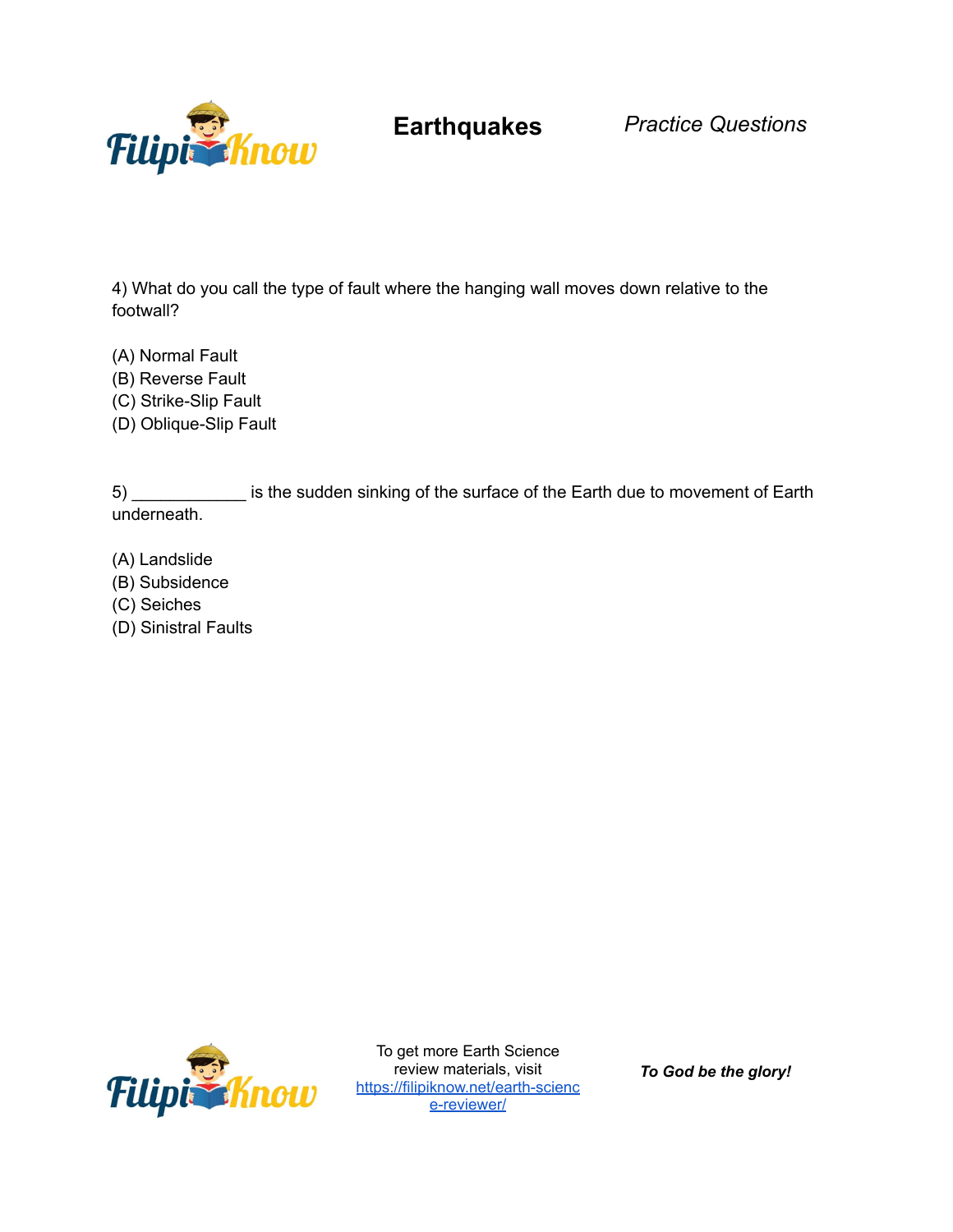4) What do you call the type of fault where the hanging wall moves down relative to the footwall?

(A) Normal Fault
(B) Reverse Fault
(C) Strike-Slip Fault
(D) Oblique-Slip Fault

5) ____________ is the sudden sinking of the surface of the Earth due to movement of Earth underneath.

(A) Landslide
(B) Subsidence
(C) Seiches
(D) Sinistral Faults